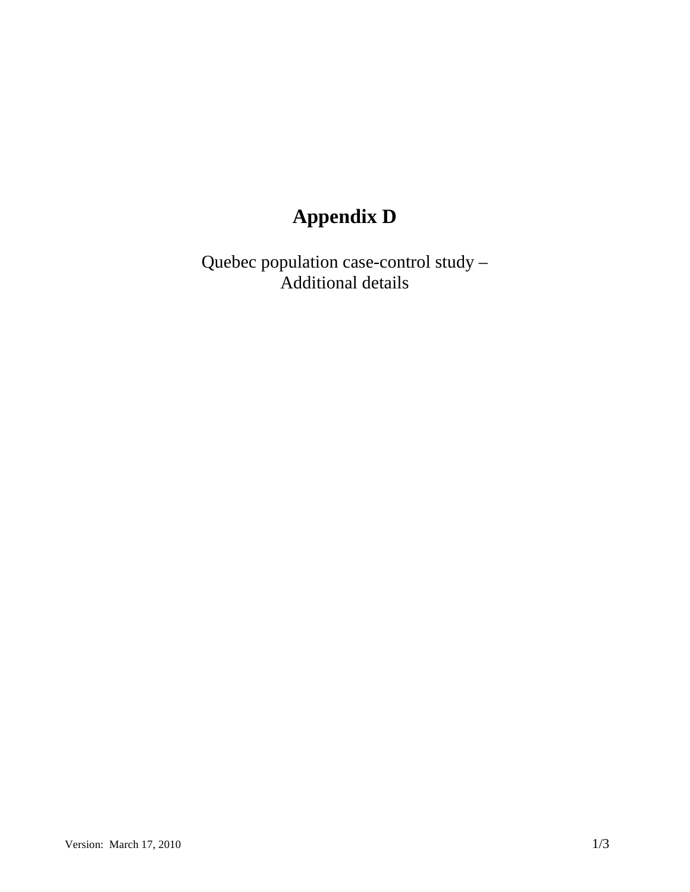# Appendix D

Quebec population case-control study –
Additional details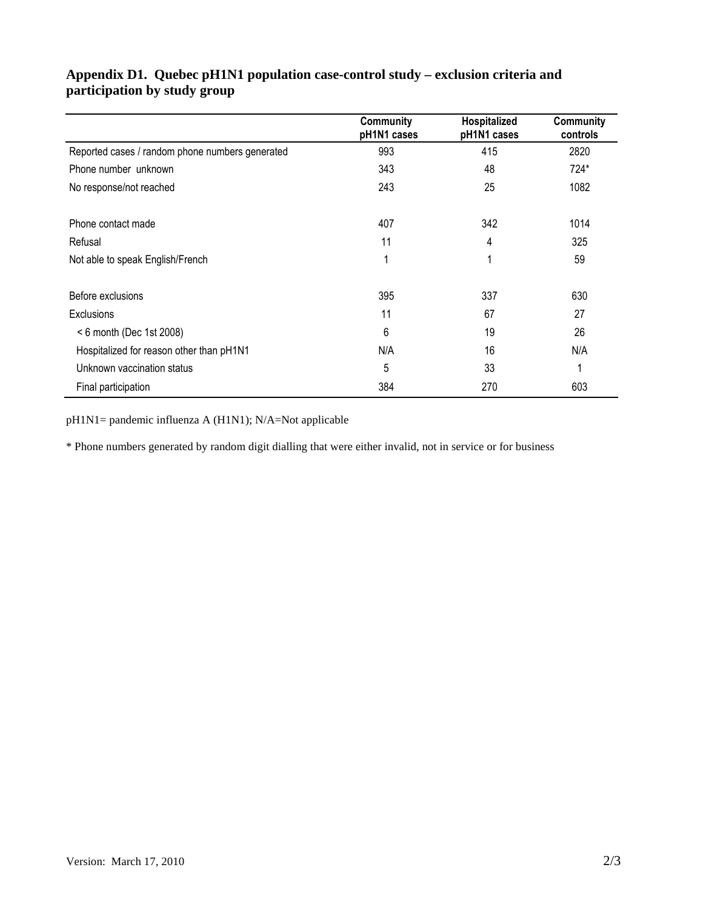**Appendix D1. Quebec pH1N1 population case-control study – exclusion criteria and participation by study group**

| | Community pH1N1 cases | Hospitalized pH1N1 cases | Community controls |
|---|---|---|---|
| Reported cases / random phone numbers generated | 993 | 415 | 2820 |
| Phone number unknown | 343 | 48 | 724* |
| No response/not reached | 243 | 25 | 1082 |
| | | | |
| Phone contact made | 407 | 342 | 1014 |
| Refusal | 11 | 4 | 325 |
| Not able to speak English/French | 1 | 1 | 59 |
| | | | |
| Before exclusions | 395 | 337 | 630 |
| Exclusions | 11 | 67 | 27 |
| < 6 month (Dec 1st 2008) | 6 | 19 | 26 |
| Hospitalized for reason other than pH1N1 | N/A | 16 | N/A |
| Unknown vaccination status | 5 | 33 | 1 |
| Final participation | 384 | 270 | 603 |

pH1N1= pandemic influenza A (H1N1); N/A=Not applicable

* Phone numbers generated by random digit dialling that were either invalid, not in service or for business

Version: March 17, 2010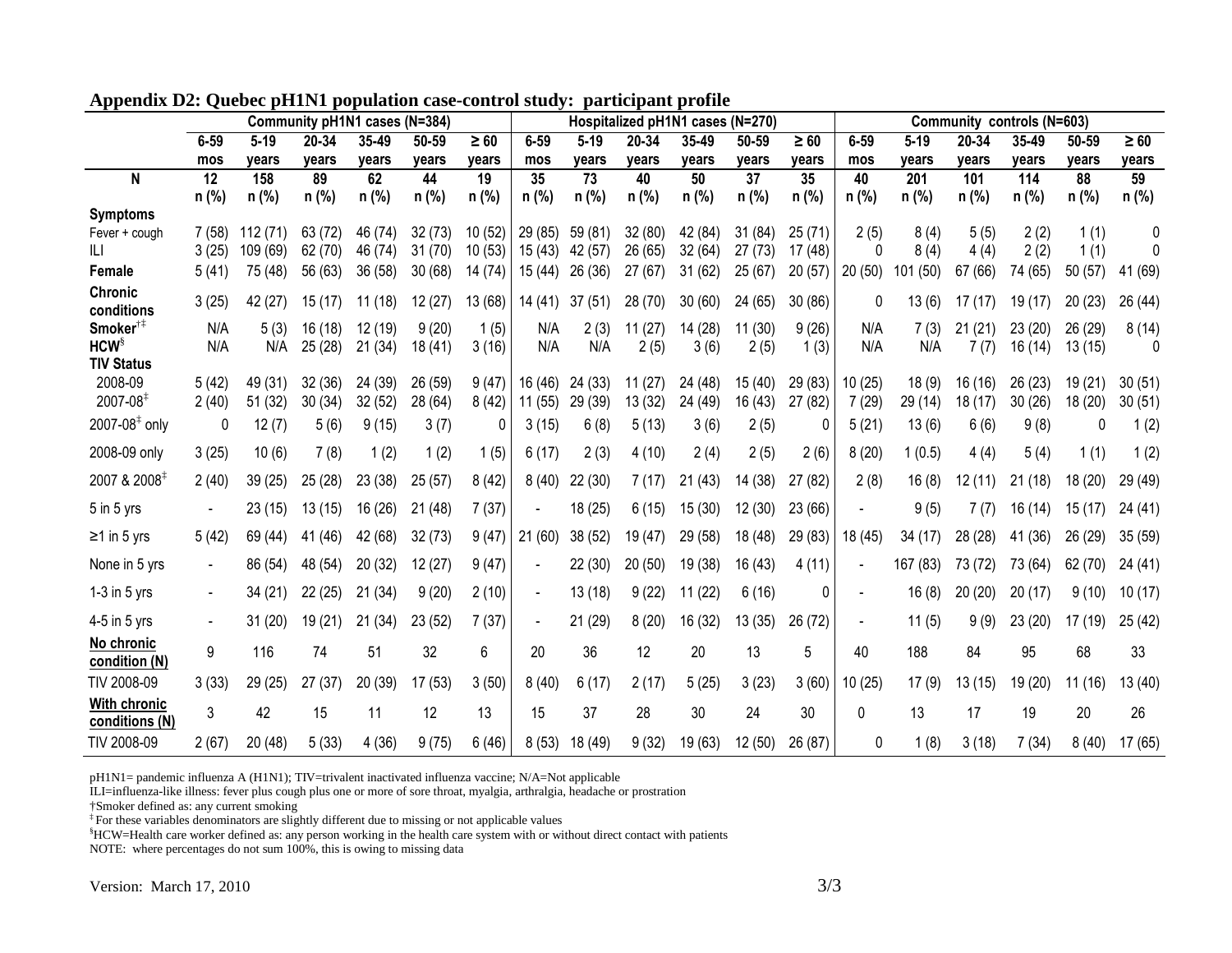## Appendix D2: Quebec pH1N1 population case-control study: participant profile

| | Community pH1N1 cases (N=384) | | | | | | Hospitalized pH1N1 cases (N=270) | | | | | | Community controls (N=603) | | | | | |
|---|---|---|---|---|---|---|---|---|---|---|---|---|---|---|---|---|---|---|
| | 6-59 mos | 5-19 years | 20-34 years | 35-49 years | 50-59 years | ≥ 60 years | 6-59 mos | 5-19 years | 20-34 years | 35-49 years | 50-59 years | ≥ 60 years | 6-59 mos | 5-19 years | 20-34 years | 35-49 years | 50-59 years | ≥ 60 years |
| **N** | **12** | **158** | **89** | **62** | **44** | **19** | **35** | **73** | **40** | **50** | **37** | **35** | **40** | **201** | **101** | **114** | **88** | **59** |
| | n (%) | n (%) | n (%) | n (%) | n (%) | n (%) | n (%) | n (%) | n (%) | n (%) | n (%) | n (%) | n (%) | n (%) | n (%) | n (%) | n (%) | n (%) |
| **Symptoms** | | | | | | | | | | | | | | | | | | |
| Fever + cough | 7 (58) | 112 (71) | 63 (72) | 46 (74) | 32 (73) | 10 (52) | 29 (85) | 59 (81) | 32 (80) | 42 (84) | 31 (84) | 25 (71) | 2 (5) | 8 (4) | 5 (5) | 2 (2) | 1 (1) | 0 |
| ILI | 3 (25) | 109 (69) | 62 (70) | 46 (74) | 31 (70) | 10 (53) | 15 (43) | 42 (57) | 26 (65) | 32 (64) | 27 (73) | 17 (48) | 0 | 8 (4) | 4 (4) | 2 (2) | 1 (1) | 0 |
| **Female** | 5 (41) | 75 (48) | 56 (63) | 36 (58) | 30 (68) | 14 (74) | 15 (44) | 26 (36) | 27 (67) | 31 (62) | 25 (67) | 20 (57) | 20 (50) | 101 (50) | 67 (66) | 74 (65) | 50 (57) | 41 (69) |
| **Chronic conditions** | 3 (25) | 42 (27) | 15 (17) | 11 (18) | 12 (27) | 13 (68) | 14 (41) | 37 (51) | 28 (70) | 30 (60) | 24 (65) | 30 (86) | 0 | 13 (6) | 17 (17) | 19 (17) | 20 (23) | 26 (44) |
| **Smoker**†‡ | N/A | 5 (3) | 16 (18) | 12 (19) | 9 (20) | 1 (5) | N/A | 2 (3) | 11 (27) | 14 (28) | 11 (30) | 9 (26) | N/A | 7 (3) | 21 (21) | 23 (20) | 26 (29) | 8 (14) |
| **HCW**§ | N/A | N/A | 25 (28) | 21 (34) | 18 (41) | 3 (16) | N/A | N/A | 2 (5) | 3 (6) | 2 (5) | 1 (3) | N/A | N/A | 7 (7) | 16 (14) | 13 (15) | 0 |
| **TIV Status** | | | | | | | | | | | | | | | | | | |
| 2008-09 | 5 (42) | 49 (31) | 32 (36) | 24 (39) | 26 (59) | 9 (47) | 16 (46) | 24 (33) | 11 (27) | 24 (48) | 15 (40) | 29 (83) | 10 (25) | 18 (9) | 16 (16) | 26 (23) | 19 (21) | 30 (51) |
| 2007-08‡ | 2 (40) | 51 (32) | 30 (34) | 32 (52) | 28 (64) | 8 (42) | 11 (55) | 29 (39) | 13 (32) | 24 (49) | 16 (43) | 27 (82) | 7 (29) | 29 (14) | 18 (17) | 30 (26) | 18 (20) | 30 (51) |
| 2007-08‡ only | 0 | 12 (7) | 5 (6) | 9 (15) | 3 (7) | 0 | 3 (15) | 6 (8) | 5 (13) | 3 (6) | 2 (5) | 0 | 5 (21) | 13 (6) | 6 (6) | 9 (8) | 0 | 1 (2) |
| 2008-09 only | 3 (25) | 10 (6) | 7 (8) | 1 (2) | 1 (2) | 1 (5) | 6 (17) | 2 (3) | 4 (10) | 2 (4) | 2 (5) | 2 (6) | 8 (20) | 1 (0.5) | 4 (4) | 5 (4) | 1 (1) | 1 (2) |
| 2007 & 2008‡ | 2 (40) | 39 (25) | 25 (28) | 23 (38) | 25 (57) | 8 (42) | 8 (40) | 22 (30) | 7 (17) | 21 (43) | 14 (38) | 27 (82) | 2 (8) | 16 (8) | 12 (11) | 21 (18) | 18 (20) | 29 (49) |
| 5 in 5 yrs | - | 23 (15) | 13 (15) | 16 (26) | 21 (48) | 7 (37) | - | 18 (25) | 6 (15) | 15 (30) | 12 (30) | 23 (66) | - | 9 (5) | 7 (7) | 16 (14) | 15 (17) | 24 (41) |
| ≥1 in 5 yrs | 5 (42) | 69 (44) | 41 (46) | 42 (68) | 32 (73) | 9 (47) | 21 (60) | 38 (52) | 19 (47) | 29 (58) | 18 (48) | 29 (83) | 18 (45) | 34 (17) | 28 (28) | 41 (36) | 26 (29) | 35 (59) |
| None in 5 yrs | - | 86 (54) | 48 (54) | 20 (32) | 12 (27) | 9 (47) | - | 22 (30) | 20 (50) | 19 (38) | 16 (43) | 4 (11) | - | 167 (83) | 73 (72) | 73 (64) | 62 (70) | 24 (41) |
| 1-3 in 5 yrs | - | 34 (21) | 22 (25) | 21 (34) | 9 (20) | 2 (10) | - | 13 (18) | 9 (22) | 11 (22) | 6 (16) | 0 | - | 16 (8) | 20 (20) | 20 (17) | 9 (10) | 10 (17) |
| 4-5 in 5 yrs | - | 31 (20) | 19 (21) | 21 (34) | 23 (52) | 7 (37) | - | 21 (29) | 8 (20) | 16 (32) | 13 (35) | 26 (72) | - | 11 (5) | 9 (9) | 23 (20) | 17 (19) | 25 (42) |
| **No chronic condition (N)** | 9 | 116 | 74 | 51 | 32 | 6 | 20 | 36 | 12 | 20 | 13 | 5 | 40 | 188 | 84 | 95 | 68 | 33 |
| TIV 2008-09 | 3 (33) | 29 (25) | 27 (37) | 20 (39) | 17 (53) | 3 (50) | 8 (40) | 6 (17) | 2 (17) | 5 (25) | 3 (23) | 3 (60) | 10 (25) | 17 (9) | 13 (15) | 19 (20) | 11 (16) | 13 (40) |
| **With chronic conditions (N)** | 3 | 42 | 15 | 11 | 12 | 13 | 15 | 37 | 28 | 30 | 24 | 30 | 0 | 13 | 17 | 19 | 20 | 26 |
| TIV 2008-09 | 2 (67) | 20 (48) | 5 (33) | 4 (36) | 9 (75) | 6 (46) | 8 (53) | 18 (49) | 9 (32) | 19 (63) | 12 (50) | 26 (87) | 0 | 1 (8) | 3 (18) | 7 (34) | 8 (40) | 17 (65) |

pH1N1= pandemic influenza A (H1N1); TIV=trivalent inactivated influenza vaccine; N/A=Not applicable

ILI=influenza-like illness: fever plus cough plus one or more of sore throat, myalgia, arthralgia, headache or prostration

†Smoker defined as: any current smoking

‡ For these variables denominators are slightly different due to missing or not applicable values

§HCW=Health care worker defined as: any person working in the health care system with or without direct contact with patients

NOTE: where percentages do not sum 100%, this is owing to missing data

Version: March 17, 2010